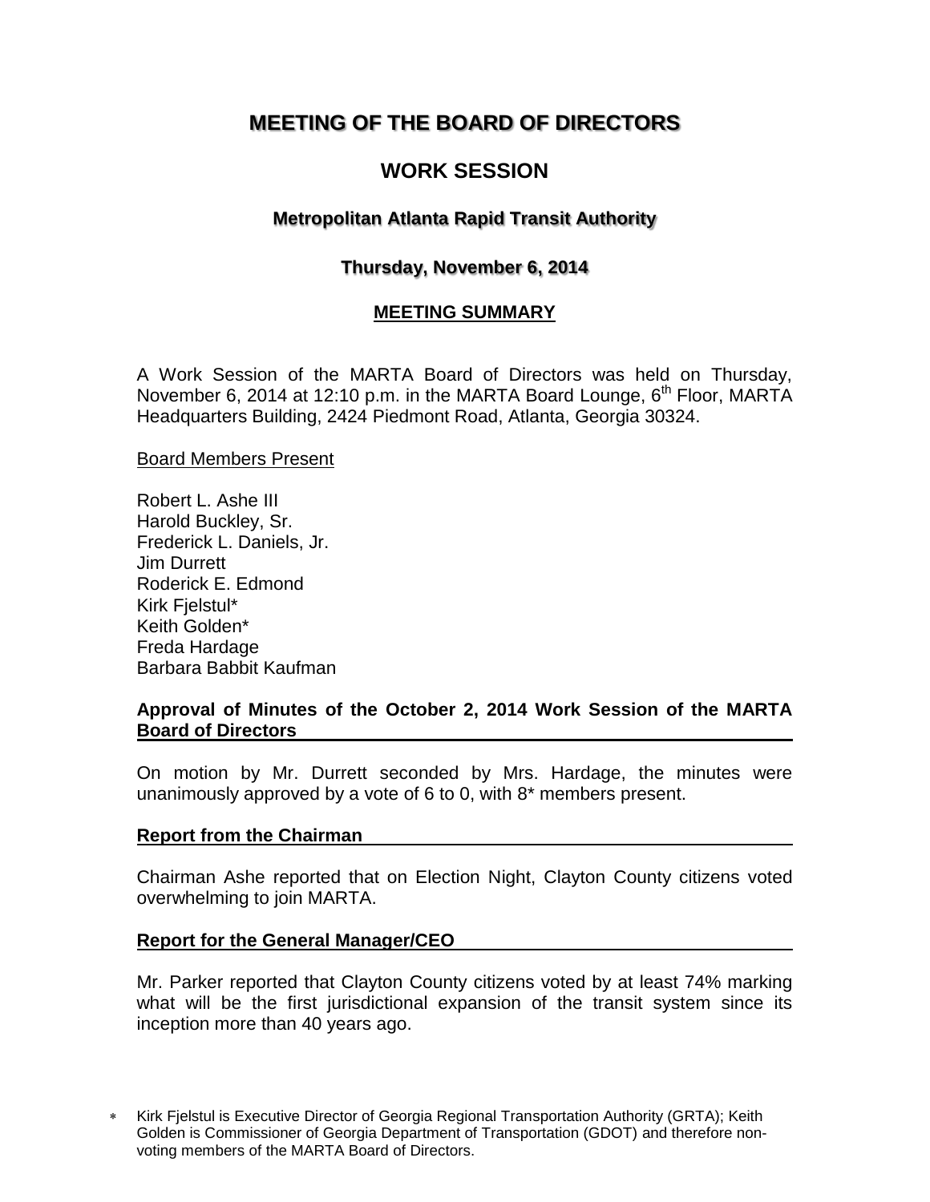# MEETING OF THE BOARD OF DIRECTORS

## WORK SESSION

### Metropolitan Atlanta Rapid Transit Authority

### Thursday, November 6, 2014

### MEETING SUMMARY

A Work Session of the MARTA Board of Directors was held on Thursday, November 6, 2014 at 12:10 p.m. in the MARTA Board Lounge, 6th Floor, MARTA Headquarters Building, 2424 Piedmont Road, Atlanta, Georgia 30324.

Board Members Present

Robert L. Ashe III
Harold Buckley, Sr.
Frederick L. Daniels, Jr.
Jim Durrett
Roderick E. Edmond
Kirk Fjelstul*
Keith Golden*
Freda Hardage
Barbara Babbit Kaufman

**Approval of Minutes of the October 2, 2014 Work Session of the MARTA Board of Directors**

On motion by Mr. Durrett seconded by Mrs. Hardage, the minutes were unanimously approved by a vote of 6 to 0, with 8* members present.

**Report from the Chairman**

Chairman Ashe reported that on Election Night, Clayton County citizens voted overwhelming to join MARTA.

**Report for the General Manager/CEO**

Mr. Parker reported that Clayton County citizens voted by at least 74% marking what will be the first jurisdictional expansion of the transit system since its inception more than 40 years ago.

* Kirk Fjelstul is Executive Director of Georgia Regional Transportation Authority (GRTA); Keith Golden is Commissioner of Georgia Department of Transportation (GDOT) and therefore non-voting members of the MARTA Board of Directors.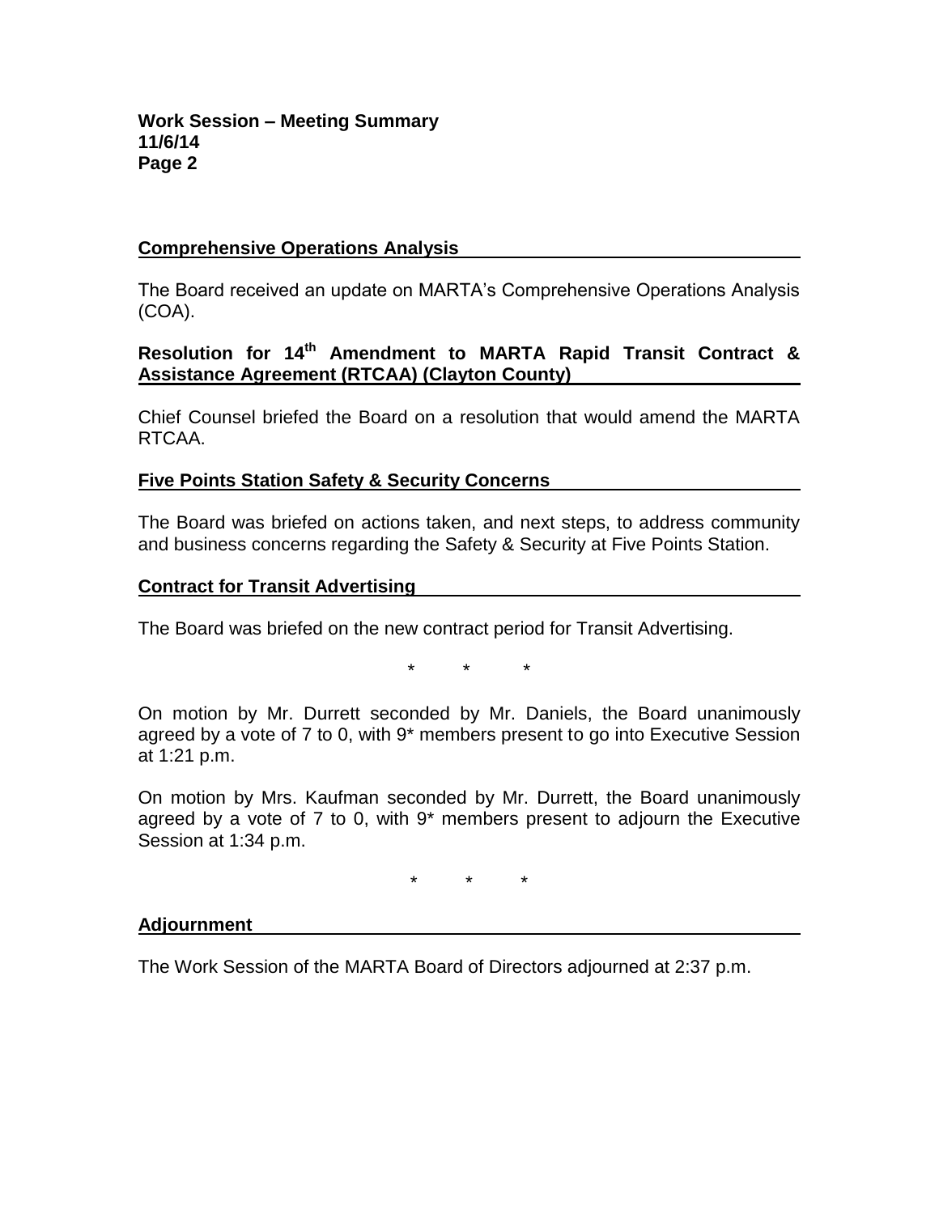## Comprehensive Operations Analysis

The Board received an update on MARTA's Comprehensive Operations Analysis (COA).

## Resolution for 14th Amendment to MARTA Rapid Transit Contract & Assistance Agreement (RTCAA) (Clayton County)

Chief Counsel briefed the Board on a resolution that would amend the MARTA RTCAA.

## Five Points Station Safety & Security Concerns

The Board was briefed on actions taken, and next steps, to address community and business concerns regarding the Safety & Security at Five Points Station.

## Contract for Transit Advertising

The Board was briefed on the new contract period for Transit Advertising.

\* \* \*

On motion by Mr. Durrett seconded by Mr. Daniels, the Board unanimously agreed by a vote of 7 to 0, with 9* members present to go into Executive Session at 1:21 p.m.

On motion by Mrs. Kaufman seconded by Mr. Durrett, the Board unanimously agreed by a vote of 7 to 0, with 9* members present to adjourn the Executive Session at 1:34 p.m.

\* \* \*

## Adjournment

The Work Session of the MARTA Board of Directors adjourned at 2:37 p.m.